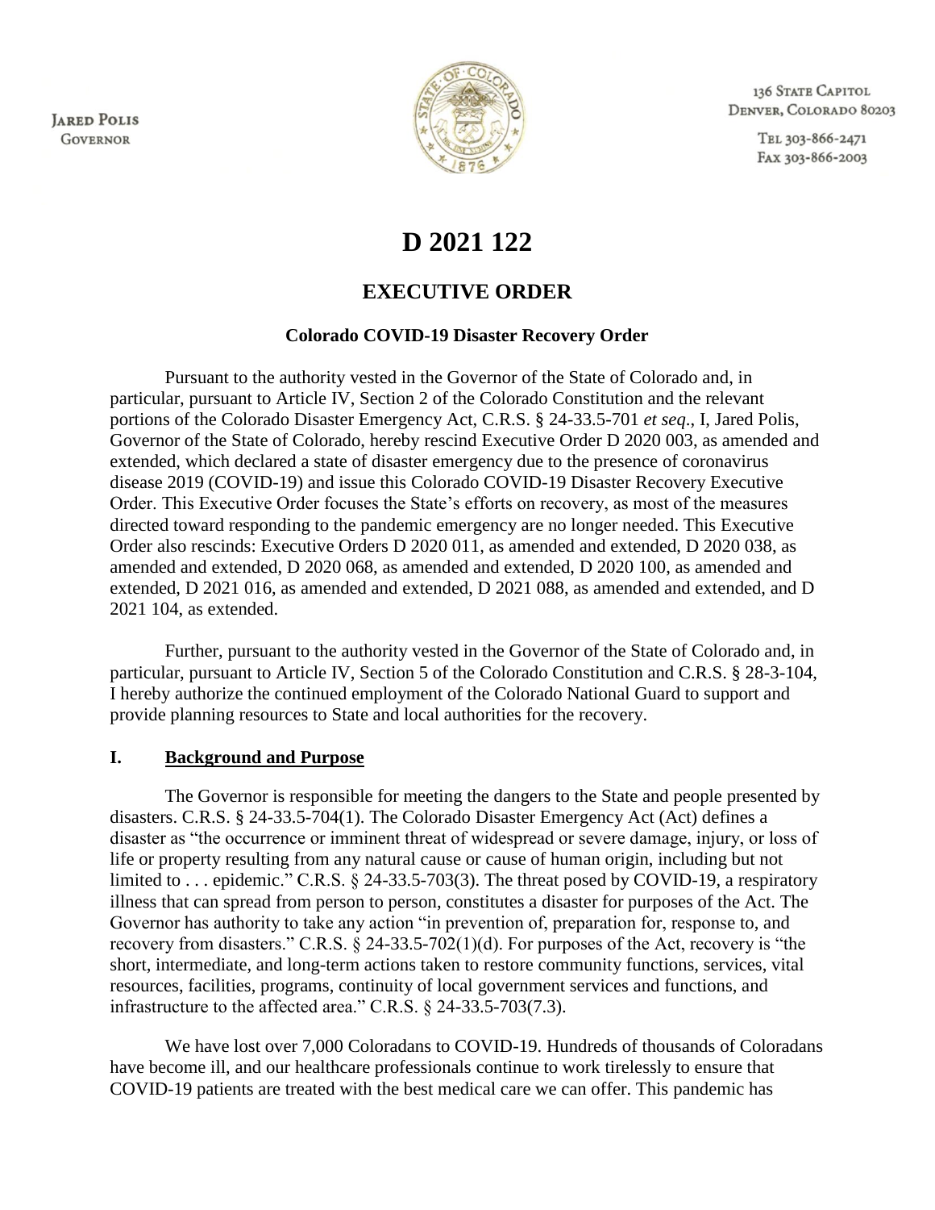JARED POLIS
GOVERNOR

136 STATE CAPITOL
DENVER, COLORADO 80203

TEL 303-866-2471
FAX 303-866-2003

# D 2021 122

## EXECUTIVE ORDER

### Colorado COVID-19 Disaster Recovery Order

Pursuant to the authority vested in the Governor of the State of Colorado and, in particular, pursuant to Article IV, Section 2 of the Colorado Constitution and the relevant portions of the Colorado Disaster Emergency Act, C.R.S. § 24-33.5-701 *et seq*., I, Jared Polis, Governor of the State of Colorado, hereby rescind Executive Order D 2020 003, as amended and extended, which declared a state of disaster emergency due to the presence of coronavirus disease 2019 (COVID-19) and issue this Colorado COVID-19 Disaster Recovery Executive Order. This Executive Order focuses the State's efforts on recovery, as most of the measures directed toward responding to the pandemic emergency are no longer needed. This Executive Order also rescinds: Executive Orders D 2020 011, as amended and extended, D 2020 038, as amended and extended, D 2020 068, as amended and extended, D 2020 100, as amended and extended, D 2021 016, as amended and extended, D 2021 088, as amended and extended, and D 2021 104, as extended.

Further, pursuant to the authority vested in the Governor of the State of Colorado and, in particular, pursuant to Article IV, Section 5 of the Colorado Constitution and C.R.S. § 28-3-104, I hereby authorize the continued employment of the Colorado National Guard to support and provide planning resources to State and local authorities for the recovery.

## I. <u>Background and Purpose</u>

The Governor is responsible for meeting the dangers to the State and people presented by disasters. C.R.S. § 24-33.5-704(1). The Colorado Disaster Emergency Act (Act) defines a disaster as "the occurrence or imminent threat of widespread or severe damage, injury, or loss of life or property resulting from any natural cause or cause of human origin, including but not limited to . . . epidemic." C.R.S. § 24-33.5-703(3). The threat posed by COVID-19, a respiratory illness that can spread from person to person, constitutes a disaster for purposes of the Act. The Governor has authority to take any action "in prevention of, preparation for, response to, and recovery from disasters." C.R.S. § 24-33.5-702(1)(d). For purposes of the Act, recovery is "the short, intermediate, and long-term actions taken to restore community functions, services, vital resources, facilities, programs, continuity of local government services and functions, and infrastructure to the affected area." C.R.S. § 24-33.5-703(7.3).

We have lost over 7,000 Coloradans to COVID-19. Hundreds of thousands of Coloradans have become ill, and our healthcare professionals continue to work tirelessly to ensure that COVID-19 patients are treated with the best medical care we can offer. This pandemic has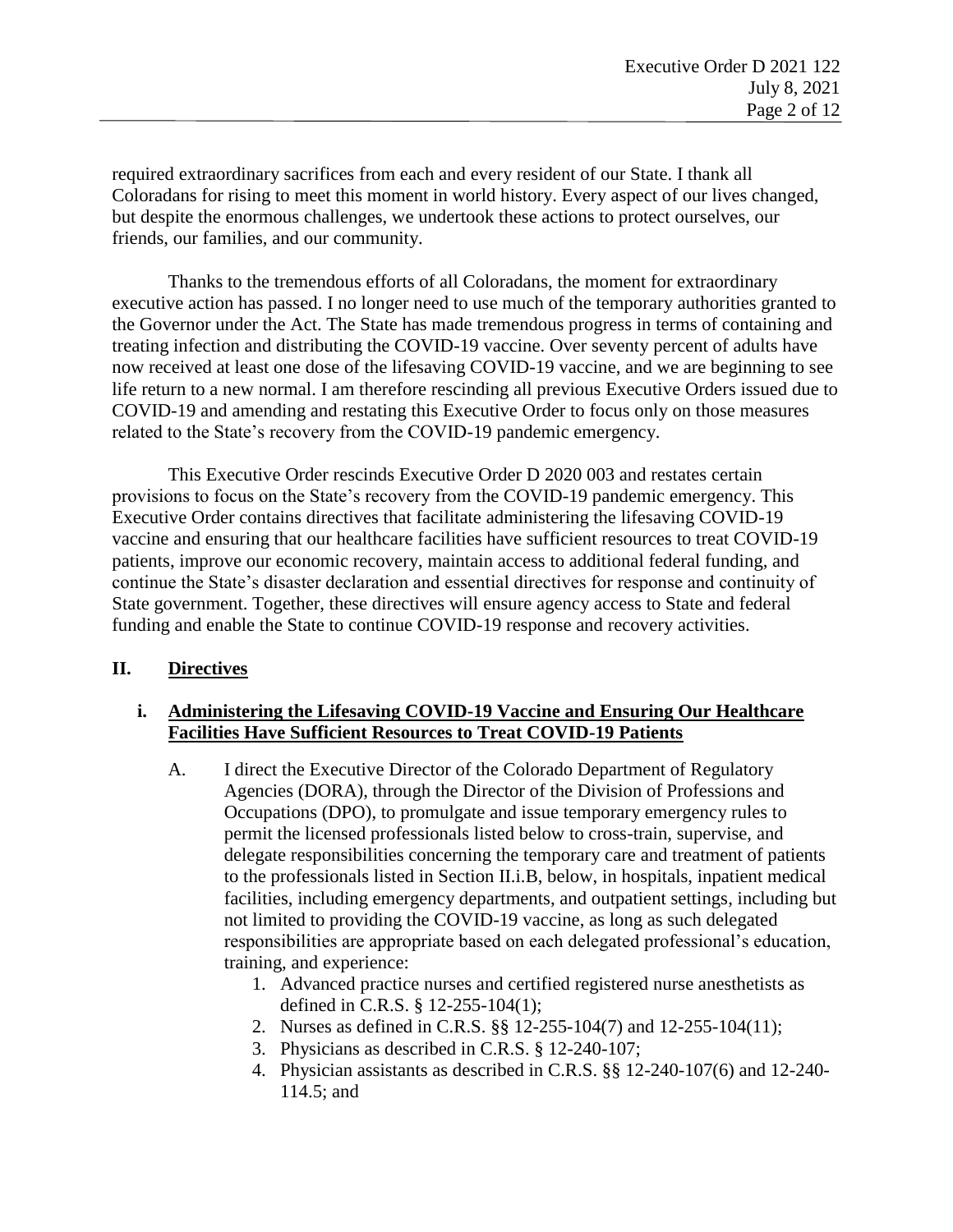required extraordinary sacrifices from each and every resident of our State. I thank all Coloradans for rising to meet this moment in world history. Every aspect of our lives changed, but despite the enormous challenges, we undertook these actions to protect ourselves, our friends, our families, and our community.

Thanks to the tremendous efforts of all Coloradans, the moment for extraordinary executive action has passed. I no longer need to use much of the temporary authorities granted to the Governor under the Act. The State has made tremendous progress in terms of containing and treating infection and distributing the COVID-19 vaccine. Over seventy percent of adults have now received at least one dose of the lifesaving COVID-19 vaccine, and we are beginning to see life return to a new normal. I am therefore rescinding all previous Executive Orders issued due to COVID-19 and amending and restating this Executive Order to focus only on those measures related to the State's recovery from the COVID-19 pandemic emergency.

This Executive Order rescinds Executive Order D 2020 003 and restates certain provisions to focus on the State's recovery from the COVID-19 pandemic emergency. This Executive Order contains directives that facilitate administering the lifesaving COVID-19 vaccine and ensuring that our healthcare facilities have sufficient resources to treat COVID-19 patients, improve our economic recovery, maintain access to additional federal funding, and continue the State's disaster declaration and essential directives for response and continuity of State government. Together, these directives will ensure agency access to State and federal funding and enable the State to continue COVID-19 response and recovery activities.

## II. Directives

### i. Administering the Lifesaving COVID-19 Vaccine and Ensuring Our Healthcare Facilities Have Sufficient Resources to Treat COVID-19 Patients

A. I direct the Executive Director of the Colorado Department of Regulatory Agencies (DORA), through the Director of the Division of Professions and Occupations (DPO), to promulgate and issue temporary emergency rules to permit the licensed professionals listed below to cross-train, supervise, and delegate responsibilities concerning the temporary care and treatment of patients to the professionals listed in Section II.i.B, below, in hospitals, inpatient medical facilities, including emergency departments, and outpatient settings, including but not limited to providing the COVID-19 vaccine, as long as such delegated responsibilities are appropriate based on each delegated professional's education, training, and experience:

1. Advanced practice nurses and certified registered nurse anesthetists as defined in C.R.S. § 12-255-104(1);
2. Nurses as defined in C.R.S. §§ 12-255-104(7) and 12-255-104(11);
3. Physicians as described in C.R.S. § 12-240-107;
4. Physician assistants as described in C.R.S. §§ 12-240-107(6) and 12-240-114.5; and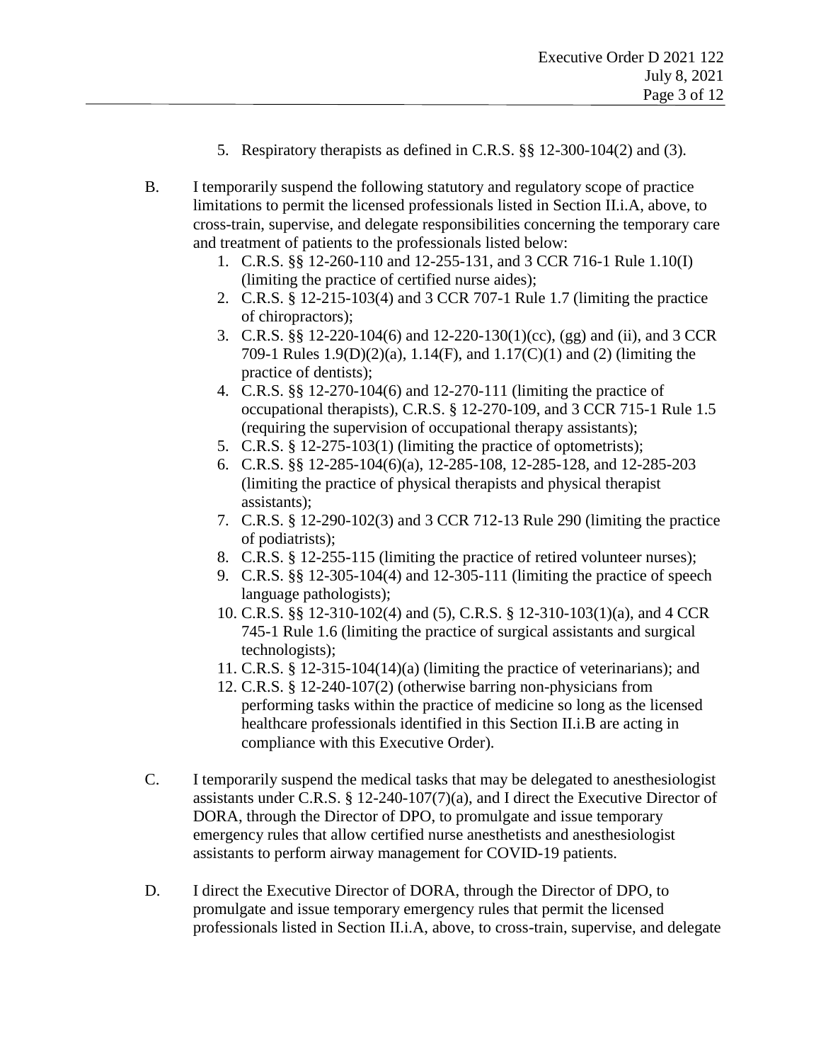5. Respiratory therapists as defined in C.R.S. §§ 12-300-104(2) and (3).

B. I temporarily suspend the following statutory and regulatory scope of practice limitations to permit the licensed professionals listed in Section II.i.A, above, to cross-train, supervise, and delegate responsibilities concerning the temporary care and treatment of patients to the professionals listed below:

1. C.R.S. §§ 12-260-110 and 12-255-131, and 3 CCR 716-1 Rule 1.10(I) (limiting the practice of certified nurse aides);
2. C.R.S. § 12-215-103(4) and 3 CCR 707-1 Rule 1.7 (limiting the practice of chiropractors);
3. C.R.S. §§ 12-220-104(6) and 12-220-130(1)(cc), (gg) and (ii), and 3 CCR 709-1 Rules 1.9(D)(2)(a), 1.14(F), and 1.17(C)(1) and (2) (limiting the practice of dentists);
4. C.R.S. §§ 12-270-104(6) and 12-270-111 (limiting the practice of occupational therapists), C.R.S. § 12-270-109, and 3 CCR 715-1 Rule 1.5 (requiring the supervision of occupational therapy assistants);
5. C.R.S. § 12-275-103(1) (limiting the practice of optometrists);
6. C.R.S. §§ 12-285-104(6)(a), 12-285-108, 12-285-128, and 12-285-203 (limiting the practice of physical therapists and physical therapist assistants);
7. C.R.S. § 12-290-102(3) and 3 CCR 712-13 Rule 290 (limiting the practice of podiatrists);
8. C.R.S. § 12-255-115 (limiting the practice of retired volunteer nurses);
9. C.R.S. §§ 12-305-104(4) and 12-305-111 (limiting the practice of speech language pathologists);
10. C.R.S. §§ 12-310-102(4) and (5), C.R.S. § 12-310-103(1)(a), and 4 CCR 745-1 Rule 1.6 (limiting the practice of surgical assistants and surgical technologists);
11. C.R.S. § 12-315-104(14)(a) (limiting the practice of veterinarians); and
12. C.R.S. § 12-240-107(2) (otherwise barring non-physicians from performing tasks within the practice of medicine so long as the licensed healthcare professionals identified in this Section II.i.B are acting in compliance with this Executive Order).

C. I temporarily suspend the medical tasks that may be delegated to anesthesiologist assistants under C.R.S. § 12-240-107(7)(a), and I direct the Executive Director of DORA, through the Director of DPO, to promulgate and issue temporary emergency rules that allow certified nurse anesthetists and anesthesiologist assistants to perform airway management for COVID-19 patients.

D. I direct the Executive Director of DORA, through the Director of DPO, to promulgate and issue temporary emergency rules that permit the licensed professionals listed in Section II.i.A, above, to cross-train, supervise, and delegate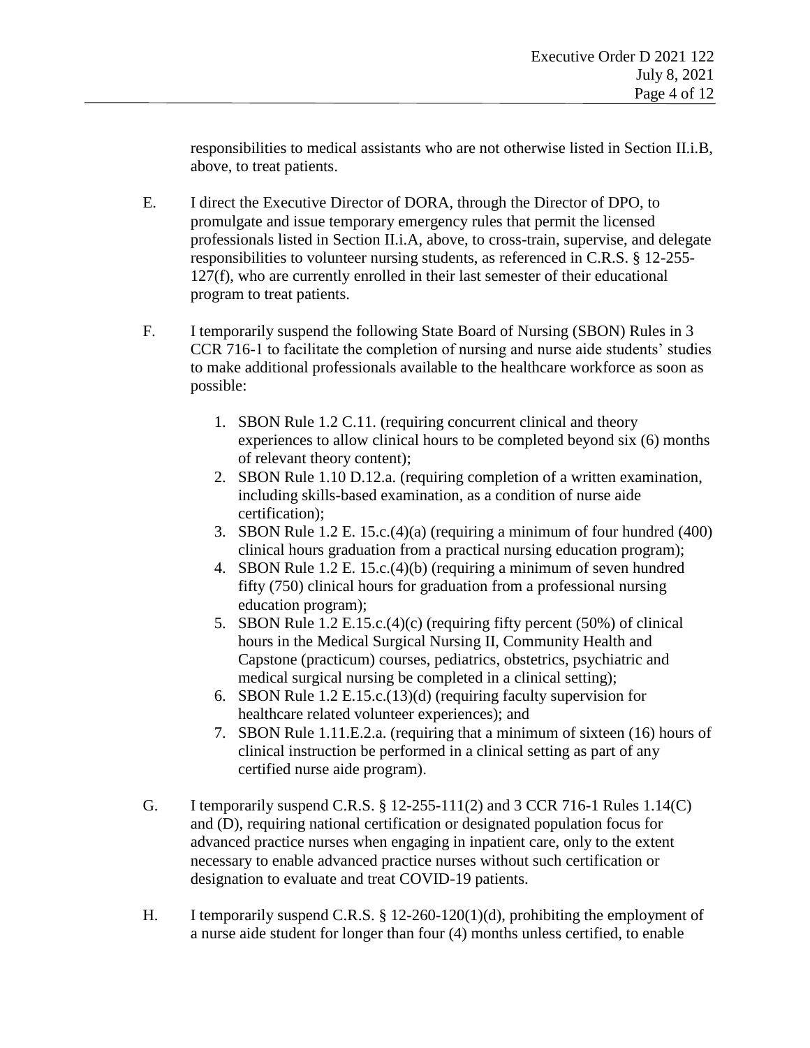responsibilities to medical assistants who are not otherwise listed in Section II.i.B, above, to treat patients.

E. I direct the Executive Director of DORA, through the Director of DPO, to promulgate and issue temporary emergency rules that permit the licensed professionals listed in Section II.i.A, above, to cross-train, supervise, and delegate responsibilities to volunteer nursing students, as referenced in C.R.S. § 12-255-127(f), who are currently enrolled in their last semester of their educational program to treat patients.

F. I temporarily suspend the following State Board of Nursing (SBON) Rules in 3 CCR 716-1 to facilitate the completion of nursing and nurse aide students' studies to make additional professionals available to the healthcare workforce as soon as possible:

1. SBON Rule 1.2 C.11. (requiring concurrent clinical and theory experiences to allow clinical hours to be completed beyond six (6) months of relevant theory content);
2. SBON Rule 1.10 D.12.a. (requiring completion of a written examination, including skills-based examination, as a condition of nurse aide certification);
3. SBON Rule 1.2 E. 15.c.(4)(a) (requiring a minimum of four hundred (400) clinical hours graduation from a practical nursing education program);
4. SBON Rule 1.2 E. 15.c.(4)(b) (requiring a minimum of seven hundred fifty (750) clinical hours for graduation from a professional nursing education program);
5. SBON Rule 1.2 E.15.c.(4)(c) (requiring fifty percent (50%) of clinical hours in the Medical Surgical Nursing II, Community Health and Capstone (practicum) courses, pediatrics, obstetrics, psychiatric and medical surgical nursing be completed in a clinical setting);
6. SBON Rule 1.2 E.15.c.(13)(d) (requiring faculty supervision for healthcare related volunteer experiences); and
7. SBON Rule 1.11.E.2.a. (requiring that a minimum of sixteen (16) hours of clinical instruction be performed in a clinical setting as part of any certified nurse aide program).

G. I temporarily suspend C.R.S. § 12-255-111(2) and 3 CCR 716-1 Rules 1.14(C) and (D), requiring national certification or designated population focus for advanced practice nurses when engaging in inpatient care, only to the extent necessary to enable advanced practice nurses without such certification or designation to evaluate and treat COVID-19 patients.

H. I temporarily suspend C.R.S. § 12-260-120(1)(d), prohibiting the employment of a nurse aide student for longer than four (4) months unless certified, to enable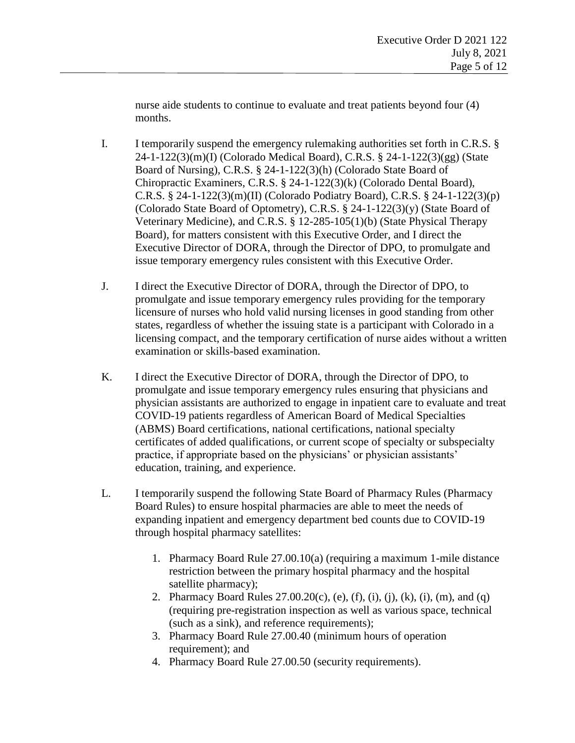nurse aide students to continue to evaluate and treat patients beyond four (4) months.

I. I temporarily suspend the emergency rulemaking authorities set forth in C.R.S. § 24-1-122(3)(m)(I) (Colorado Medical Board), C.R.S. § 24-1-122(3)(gg) (State Board of Nursing), C.R.S. § 24-1-122(3)(h) (Colorado State Board of Chiropractic Examiners, C.R.S. § 24-1-122(3)(k) (Colorado Dental Board), C.R.S. § 24-1-122(3)(m)(II) (Colorado Podiatry Board), C.R.S. § 24-1-122(3)(p) (Colorado State Board of Optometry), C.R.S. § 24-1-122(3)(y) (State Board of Veterinary Medicine), and C.R.S. § 12-285-105(1)(b) (State Physical Therapy Board), for matters consistent with this Executive Order, and I direct the Executive Director of DORA, through the Director of DPO, to promulgate and issue temporary emergency rules consistent with this Executive Order.

J. I direct the Executive Director of DORA, through the Director of DPO, to promulgate and issue temporary emergency rules providing for the temporary licensure of nurses who hold valid nursing licenses in good standing from other states, regardless of whether the issuing state is a participant with Colorado in a licensing compact, and the temporary certification of nurse aides without a written examination or skills-based examination.

K. I direct the Executive Director of DORA, through the Director of DPO, to promulgate and issue temporary emergency rules ensuring that physicians and physician assistants are authorized to engage in inpatient care to evaluate and treat COVID-19 patients regardless of American Board of Medical Specialties (ABMS) Board certifications, national certifications, national specialty certificates of added qualifications, or current scope of specialty or subspecialty practice, if appropriate based on the physicians' or physician assistants' education, training, and experience.

L. I temporarily suspend the following State Board of Pharmacy Rules (Pharmacy Board Rules) to ensure hospital pharmacies are able to meet the needs of expanding inpatient and emergency department bed counts due to COVID-19 through hospital pharmacy satellites:

1. Pharmacy Board Rule 27.00.10(a) (requiring a maximum 1-mile distance restriction between the primary hospital pharmacy and the hospital satellite pharmacy);
2. Pharmacy Board Rules 27.00.20(c), (e), (f), (i), (j), (k), (i), (m), and (q) (requiring pre-registration inspection as well as various space, technical (such as a sink), and reference requirements);
3. Pharmacy Board Rule 27.00.40 (minimum hours of operation requirement); and
4. Pharmacy Board Rule 27.00.50 (security requirements).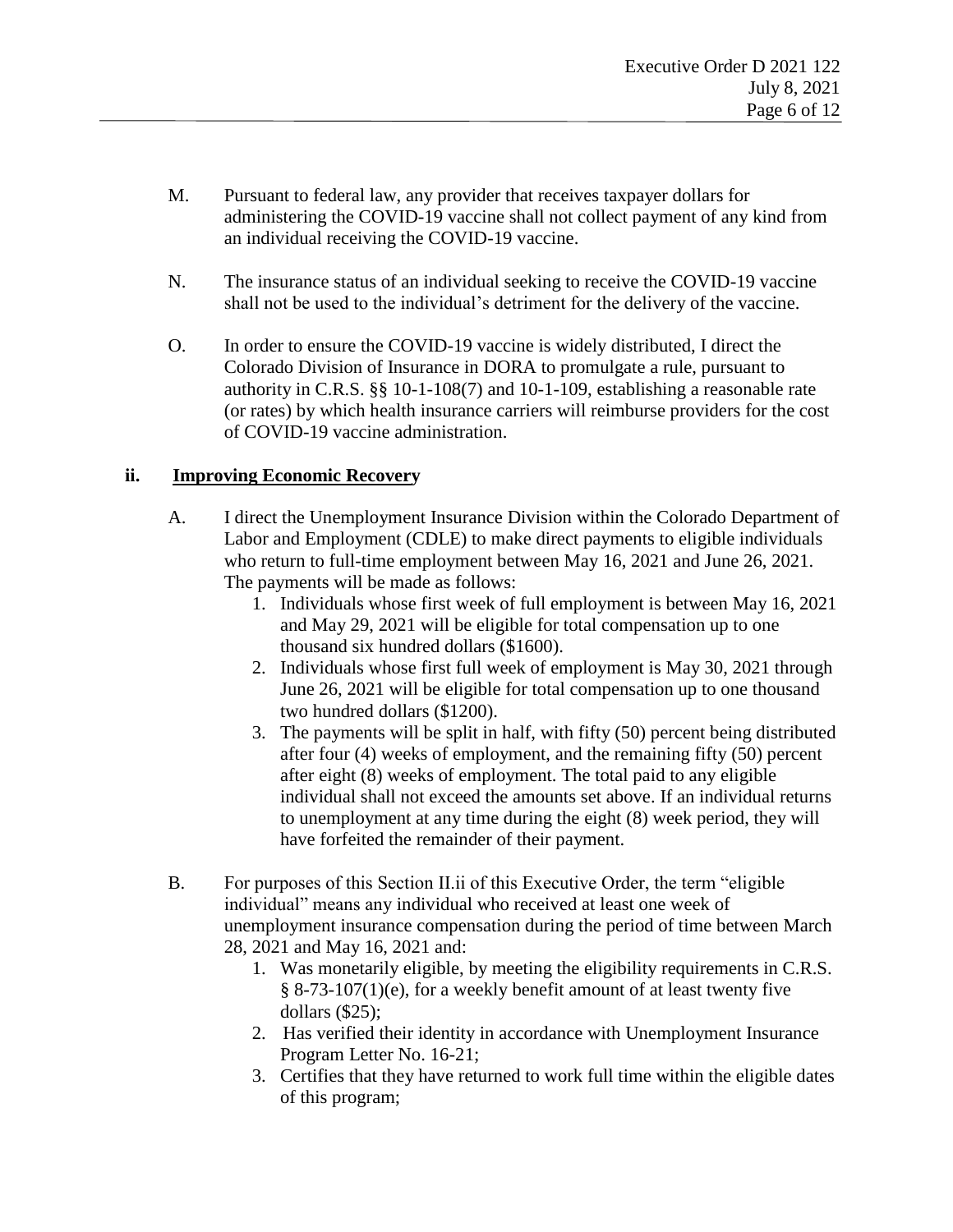M. Pursuant to federal law, any provider that receives taxpayer dollars for administering the COVID-19 vaccine shall not collect payment of any kind from an individual receiving the COVID-19 vaccine.

N. The insurance status of an individual seeking to receive the COVID-19 vaccine shall not be used to the individual's detriment for the delivery of the vaccine.

O. In order to ensure the COVID-19 vaccine is widely distributed, I direct the Colorado Division of Insurance in DORA to promulgate a rule, pursuant to authority in C.R.S. §§ 10-1-108(7) and 10-1-109, establishing a reasonable rate (or rates) by which health insurance carriers will reimburse providers for the cost of COVID-19 vaccine administration.

### ii. Improving Economic Recovery

A. I direct the Unemployment Insurance Division within the Colorado Department of Labor and Employment (CDLE) to make direct payments to eligible individuals who return to full-time employment between May 16, 2021 and June 26, 2021. The payments will be made as follows:

   1. Individuals whose first week of full employment is between May 16, 2021 and May 29, 2021 will be eligible for total compensation up to one thousand six hundred dollars ($1600).
   2. Individuals whose first full week of employment is May 30, 2021 through June 26, 2021 will be eligible for total compensation up to one thousand two hundred dollars ($1200).
   3. The payments will be split in half, with fifty (50) percent being distributed after four (4) weeks of employment, and the remaining fifty (50) percent after eight (8) weeks of employment. The total paid to any eligible individual shall not exceed the amounts set above. If an individual returns to unemployment at any time during the eight (8) week period, they will have forfeited the remainder of their payment.

B. For purposes of this Section II.ii of this Executive Order, the term "eligible individual" means any individual who received at least one week of unemployment insurance compensation during the period of time between March 28, 2021 and May 16, 2021 and:

   1. Was monetarily eligible, by meeting the eligibility requirements in C.R.S. § 8-73-107(1)(e), for a weekly benefit amount of at least twenty five dollars ($25);
   2. Has verified their identity in accordance with Unemployment Insurance Program Letter No. 16-21;
   3. Certifies that they have returned to work full time within the eligible dates of this program;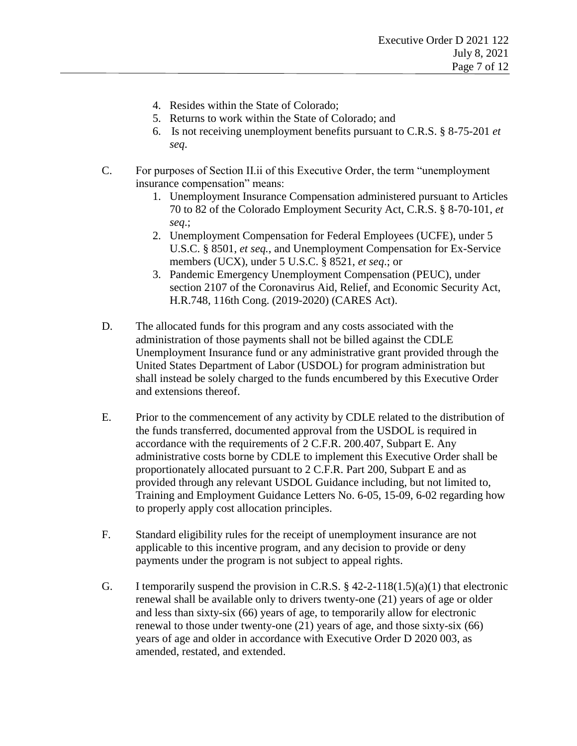4. Resides within the State of Colorado;
5. Returns to work within the State of Colorado; and
6. Is not receiving unemployment benefits pursuant to C.R.S. § 8-75-201 *et seq*.

C. For purposes of Section II.ii of this Executive Order, the term "unemployment insurance compensation" means:
   1. Unemployment Insurance Compensation administered pursuant to Articles 70 to 82 of the Colorado Employment Security Act, C.R.S. § 8-70-101, *et seq*.;
   2. Unemployment Compensation for Federal Employees (UCFE), under 5 U.S.C. § 8501, *et seq.*, and Unemployment Compensation for Ex-Service members (UCX), under 5 U.S.C. § 8521, *et seq*.; or
   3. Pandemic Emergency Unemployment Compensation (PEUC), under section 2107 of the Coronavirus Aid, Relief, and Economic Security Act, H.R.748, 116th Cong. (2019-2020) (CARES Act).

D. The allocated funds for this program and any costs associated with the administration of those payments shall not be billed against the CDLE Unemployment Insurance fund or any administrative grant provided through the United States Department of Labor (USDOL) for program administration but shall instead be solely charged to the funds encumbered by this Executive Order and extensions thereof.

E. Prior to the commencement of any activity by CDLE related to the distribution of the funds transferred, documented approval from the USDOL is required in accordance with the requirements of 2 C.F.R. 200.407, Subpart E. Any administrative costs borne by CDLE to implement this Executive Order shall be proportionately allocated pursuant to 2 C.F.R. Part 200, Subpart E and as provided through any relevant USDOL Guidance including, but not limited to, Training and Employment Guidance Letters No. 6-05, 15-09, 6-02 regarding how to properly apply cost allocation principles.

F. Standard eligibility rules for the receipt of unemployment insurance are not applicable to this incentive program, and any decision to provide or deny payments under the program is not subject to appeal rights.

G. I temporarily suspend the provision in C.R.S. § 42-2-118(1.5)(a)(1) that electronic renewal shall be available only to drivers twenty-one (21) years of age or older and less than sixty-six (66) years of age, to temporarily allow for electronic renewal to those under twenty-one (21) years of age, and those sixty-six (66) years of age and older in accordance with Executive Order D 2020 003, as amended, restated, and extended.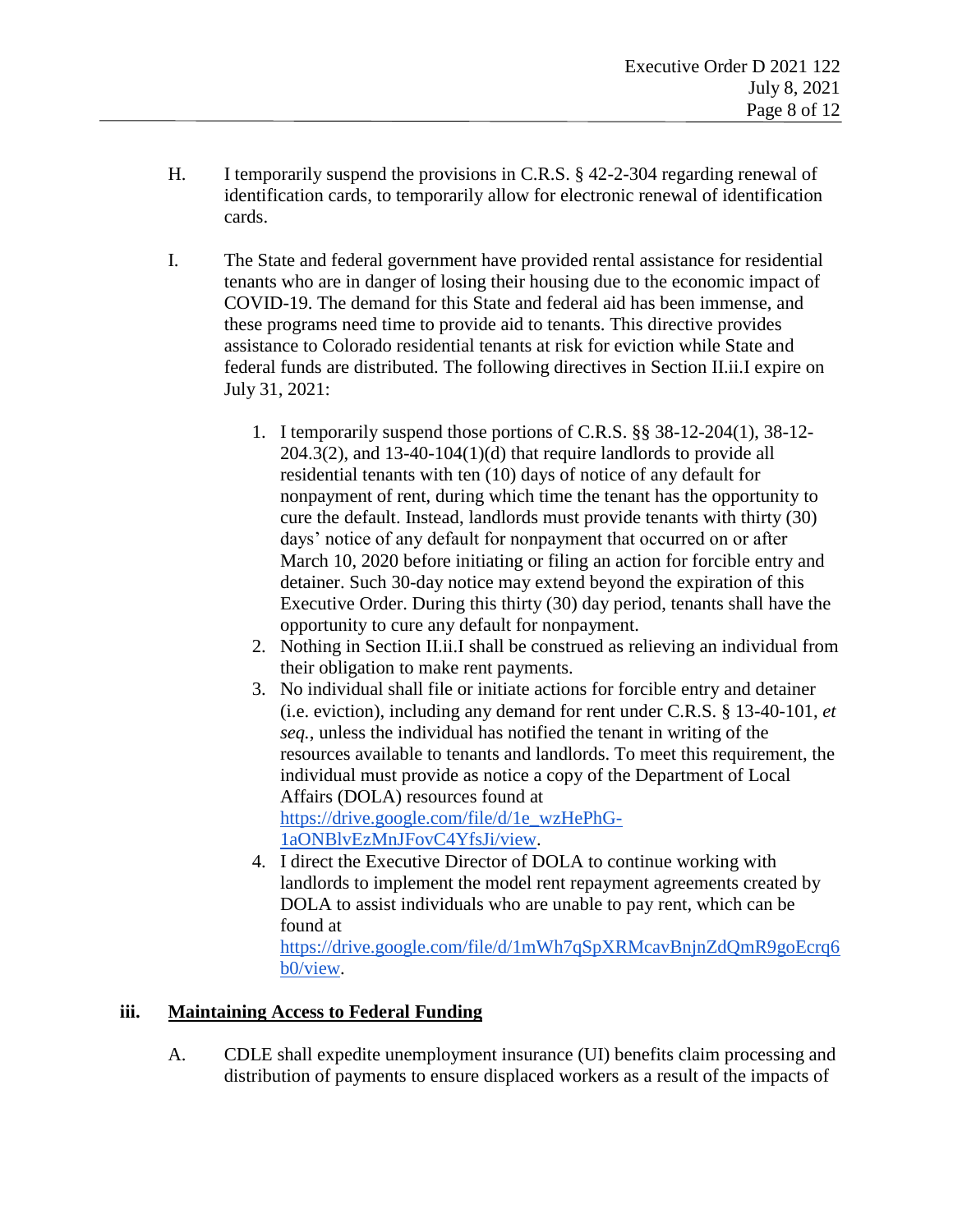H. I temporarily suspend the provisions in C.R.S. § 42-2-304 regarding renewal of identification cards, to temporarily allow for electronic renewal of identification cards.

I. The State and federal government have provided rental assistance for residential tenants who are in danger of losing their housing due to the economic impact of COVID-19. The demand for this State and federal aid has been immense, and these programs need time to provide aid to tenants. This directive provides assistance to Colorado residential tenants at risk for eviction while State and federal funds are distributed. The following directives in Section II.ii.I expire on July 31, 2021:

1. I temporarily suspend those portions of C.R.S. §§ 38-12-204(1), 38-12-204.3(2), and 13-40-104(1)(d) that require landlords to provide all residential tenants with ten (10) days of notice of any default for nonpayment of rent, during which time the tenant has the opportunity to cure the default. Instead, landlords must provide tenants with thirty (30) days' notice of any default for nonpayment that occurred on or after March 10, 2020 before initiating or filing an action for forcible entry and detainer. Such 30-day notice may extend beyond the expiration of this Executive Order. During this thirty (30) day period, tenants shall have the opportunity to cure any default for nonpayment.
2. Nothing in Section II.ii.I shall be construed as relieving an individual from their obligation to make rent payments.
3. No individual shall file or initiate actions for forcible entry and detainer (i.e. eviction), including any demand for rent under C.R.S. § 13-40-101, *et seq.*, unless the individual has notified the tenant in writing of the resources available to tenants and landlords. To meet this requirement, the individual must provide as notice a copy of the Department of Local Affairs (DOLA) resources found at https://drive.google.com/file/d/1e_wzHePhG-1aONBlvEzMnJFovC4YfsJi/view.
4. I direct the Executive Director of DOLA to continue working with landlords to implement the model rent repayment agreements created by DOLA to assist individuals who are unable to pay rent, which can be found at https://drive.google.com/file/d/1mWh7qSpXRMcavBnjnZdQmR9goEcrq6b0/view.

## iii. Maintaining Access to Federal Funding

A. CDLE shall expedite unemployment insurance (UI) benefits claim processing and distribution of payments to ensure displaced workers as a result of the impacts of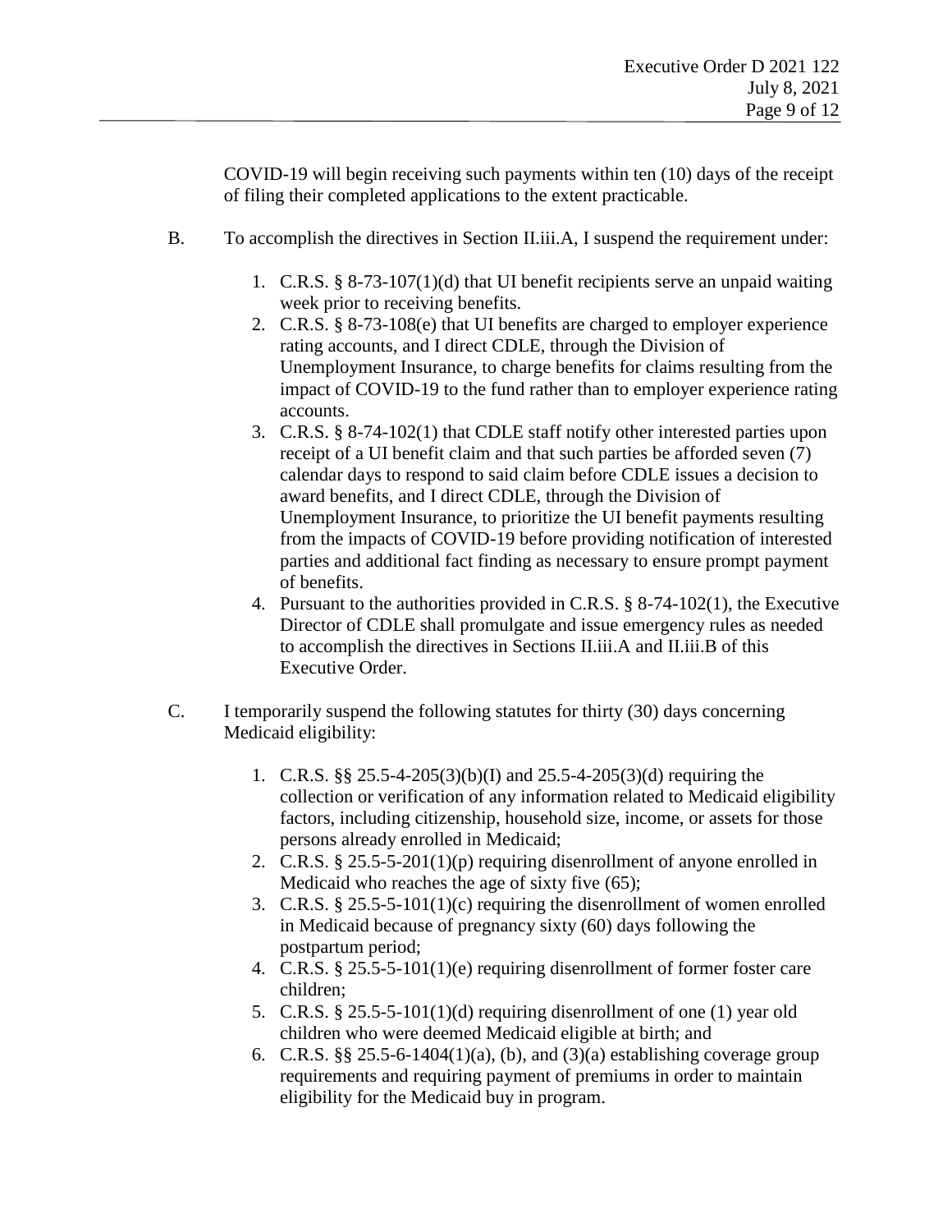COVID-19 will begin receiving such payments within ten (10) days of the receipt of filing their completed applications to the extent practicable.

B. To accomplish the directives in Section II.iii.A, I suspend the requirement under:

1. C.R.S. § 8-73-107(1)(d) that UI benefit recipients serve an unpaid waiting week prior to receiving benefits.
2. C.R.S. § 8-73-108(e) that UI benefits are charged to employer experience rating accounts, and I direct CDLE, through the Division of Unemployment Insurance, to charge benefits for claims resulting from the impact of COVID-19 to the fund rather than to employer experience rating accounts.
3. C.R.S. § 8-74-102(1) that CDLE staff notify other interested parties upon receipt of a UI benefit claim and that such parties be afforded seven (7) calendar days to respond to said claim before CDLE issues a decision to award benefits, and I direct CDLE, through the Division of Unemployment Insurance, to prioritize the UI benefit payments resulting from the impacts of COVID-19 before providing notification of interested parties and additional fact finding as necessary to ensure prompt payment of benefits.
4. Pursuant to the authorities provided in C.R.S. § 8-74-102(1), the Executive Director of CDLE shall promulgate and issue emergency rules as needed to accomplish the directives in Sections II.iii.A and II.iii.B of this Executive Order.

C. I temporarily suspend the following statutes for thirty (30) days concerning Medicaid eligibility:

1. C.R.S. §§ 25.5-4-205(3)(b)(I) and 25.5-4-205(3)(d) requiring the collection or verification of any information related to Medicaid eligibility factors, including citizenship, household size, income, or assets for those persons already enrolled in Medicaid;
2. C.R.S. § 25.5-5-201(1)(p) requiring disenrollment of anyone enrolled in Medicaid who reaches the age of sixty five (65);
3. C.R.S. § 25.5-5-101(1)(c) requiring the disenrollment of women enrolled in Medicaid because of pregnancy sixty (60) days following the postpartum period;
4. C.R.S. § 25.5-5-101(1)(e) requiring disenrollment of former foster care children;
5. C.R.S. § 25.5-5-101(1)(d) requiring disenrollment of one (1) year old children who were deemed Medicaid eligible at birth; and
6. C.R.S. §§ 25.5-6-1404(1)(a), (b), and (3)(a) establishing coverage group requirements and requiring payment of premiums in order to maintain eligibility for the Medicaid buy in program.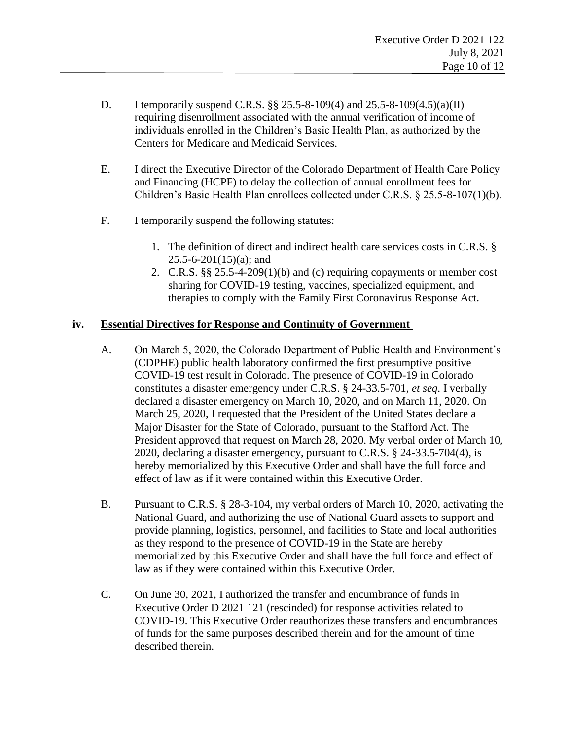D. I temporarily suspend C.R.S. §§ 25.5-8-109(4) and 25.5-8-109(4.5)(a)(II) requiring disenrollment associated with the annual verification of income of individuals enrolled in the Children's Basic Health Plan, as authorized by the Centers for Medicare and Medicaid Services.

E. I direct the Executive Director of the Colorado Department of Health Care Policy and Financing (HCPF) to delay the collection of annual enrollment fees for Children's Basic Health Plan enrollees collected under C.R.S. § 25.5-8-107(1)(b).

F. I temporarily suspend the following statutes:

1. The definition of direct and indirect health care services costs in C.R.S. § 25.5-6-201(15)(a); and
2. C.R.S. §§ 25.5-4-209(1)(b) and (c) requiring copayments or member cost sharing for COVID-19 testing, vaccines, specialized equipment, and therapies to comply with the Family First Coronavirus Response Act.

## iv. Essential Directives for Response and Continuity of Government

A. On March 5, 2020, the Colorado Department of Public Health and Environment's (CDPHE) public health laboratory confirmed the first presumptive positive COVID-19 test result in Colorado. The presence of COVID-19 in Colorado constitutes a disaster emergency under C.R.S. § 24-33.5-701, *et seq*. I verbally declared a disaster emergency on March 10, 2020, and on March 11, 2020. On March 25, 2020, I requested that the President of the United States declare a Major Disaster for the State of Colorado, pursuant to the Stafford Act. The President approved that request on March 28, 2020. My verbal order of March 10, 2020, declaring a disaster emergency, pursuant to C.R.S. § 24-33.5-704(4), is hereby memorialized by this Executive Order and shall have the full force and effect of law as if it were contained within this Executive Order.

B. Pursuant to C.R.S. § 28-3-104, my verbal orders of March 10, 2020, activating the National Guard, and authorizing the use of National Guard assets to support and provide planning, logistics, personnel, and facilities to State and local authorities as they respond to the presence of COVID-19 in the State are hereby memorialized by this Executive Order and shall have the full force and effect of law as if they were contained within this Executive Order.

C. On June 30, 2021, I authorized the transfer and encumbrance of funds in Executive Order D 2021 121 (rescinded) for response activities related to COVID-19. This Executive Order reauthorizes these transfers and encumbrances of funds for the same purposes described therein and for the amount of time described therein.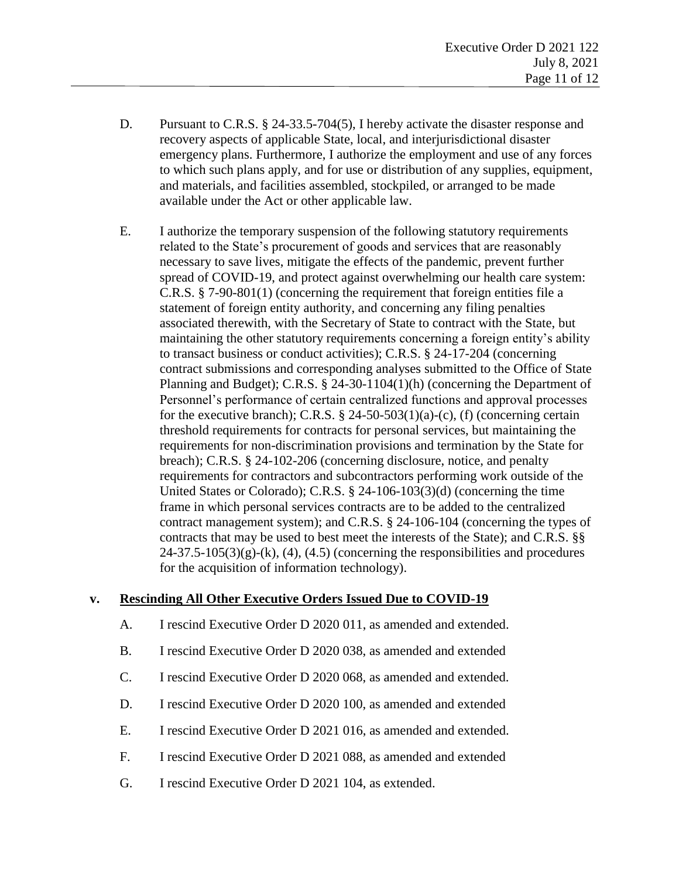D. Pursuant to C.R.S. § 24-33.5-704(5), I hereby activate the disaster response and recovery aspects of applicable State, local, and interjurisdictional disaster emergency plans. Furthermore, I authorize the employment and use of any forces to which such plans apply, and for use or distribution of any supplies, equipment, and materials, and facilities assembled, stockpiled, or arranged to be made available under the Act or other applicable law.

E. I authorize the temporary suspension of the following statutory requirements related to the State's procurement of goods and services that are reasonably necessary to save lives, mitigate the effects of the pandemic, prevent further spread of COVID-19, and protect against overwhelming our health care system: C.R.S. § 7-90-801(1) (concerning the requirement that foreign entities file a statement of foreign entity authority, and concerning any filing penalties associated therewith, with the Secretary of State to contract with the State, but maintaining the other statutory requirements concerning a foreign entity's ability to transact business or conduct activities); C.R.S. § 24-17-204 (concerning contract submissions and corresponding analyses submitted to the Office of State Planning and Budget); C.R.S. § 24-30-1104(1)(h) (concerning the Department of Personnel's performance of certain centralized functions and approval processes for the executive branch); C.R.S. § 24-50-503(1)(a)-(c), (f) (concerning certain threshold requirements for contracts for personal services, but maintaining the requirements for non-discrimination provisions and termination by the State for breach); C.R.S. § 24-102-206 (concerning disclosure, notice, and penalty requirements for contractors and subcontractors performing work outside of the United States or Colorado); C.R.S. § 24-106-103(3)(d) (concerning the time frame in which personal services contracts are to be added to the centralized contract management system); and C.R.S. § 24-106-104 (concerning the types of contracts that may be used to best meet the interests of the State); and C.R.S. §§ 24-37.5-105(3)(g)-(k), (4), (4.5) (concerning the responsibilities and procedures for the acquisition of information technology).

## v. **Rescinding All Other Executive Orders Issued Due to COVID-19**

A. I rescind Executive Order D 2020 011, as amended and extended.

B. I rescind Executive Order D 2020 038, as amended and extended

C. I rescind Executive Order D 2020 068, as amended and extended.

D. I rescind Executive Order D 2020 100, as amended and extended

E. I rescind Executive Order D 2021 016, as amended and extended.

F. I rescind Executive Order D 2021 088, as amended and extended

G. I rescind Executive Order D 2021 104, as extended.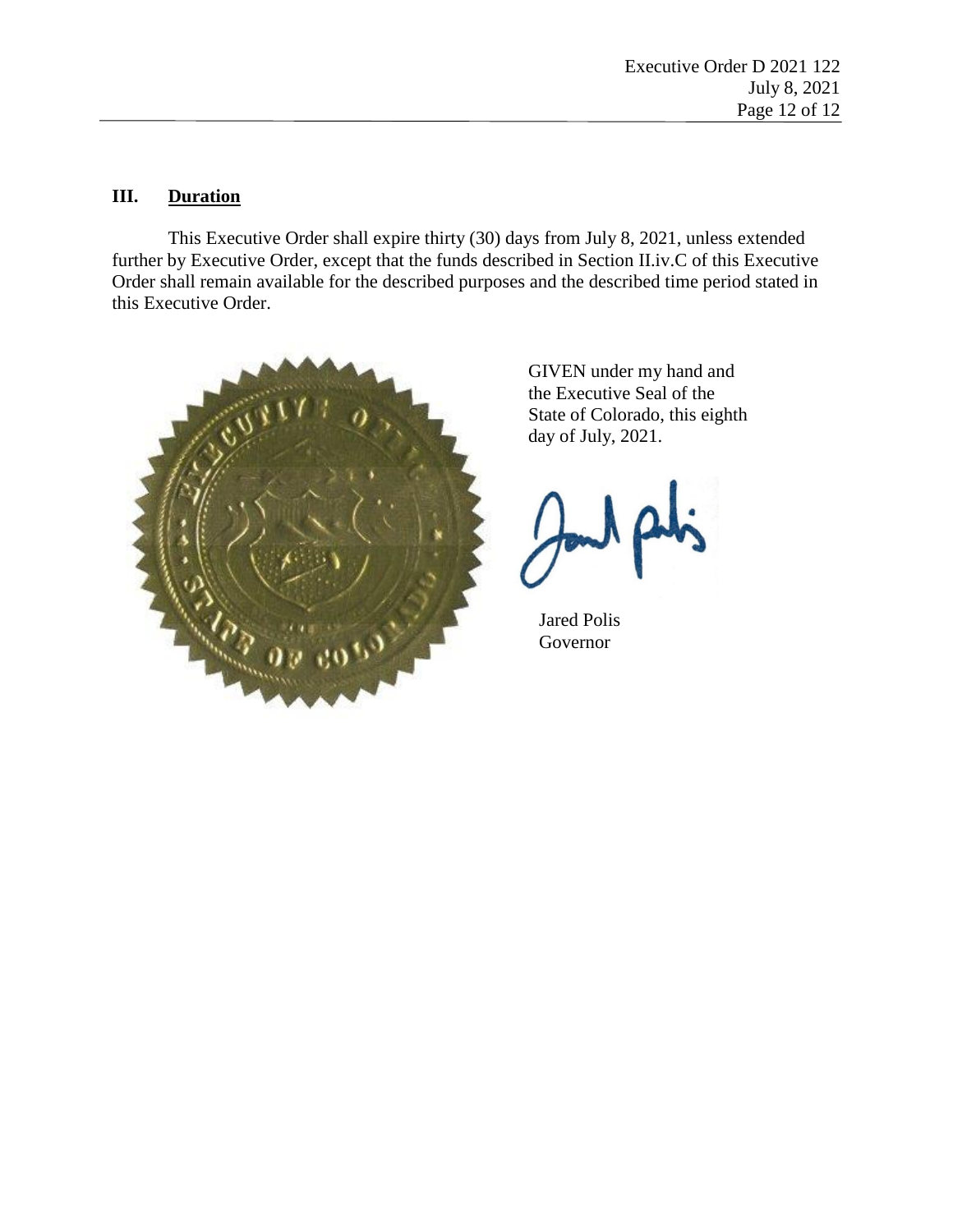## III. Duration

This Executive Order shall expire thirty (30) days from July 8, 2021, unless extended further by Executive Order, except that the funds described in Section II.iv.C of this Executive Order shall remain available for the described purposes and the described time period stated in this Executive Order.

GIVEN under my hand and the Executive Seal of the State of Colorado, this eighth day of July, 2021.

Jared Polis
Governor